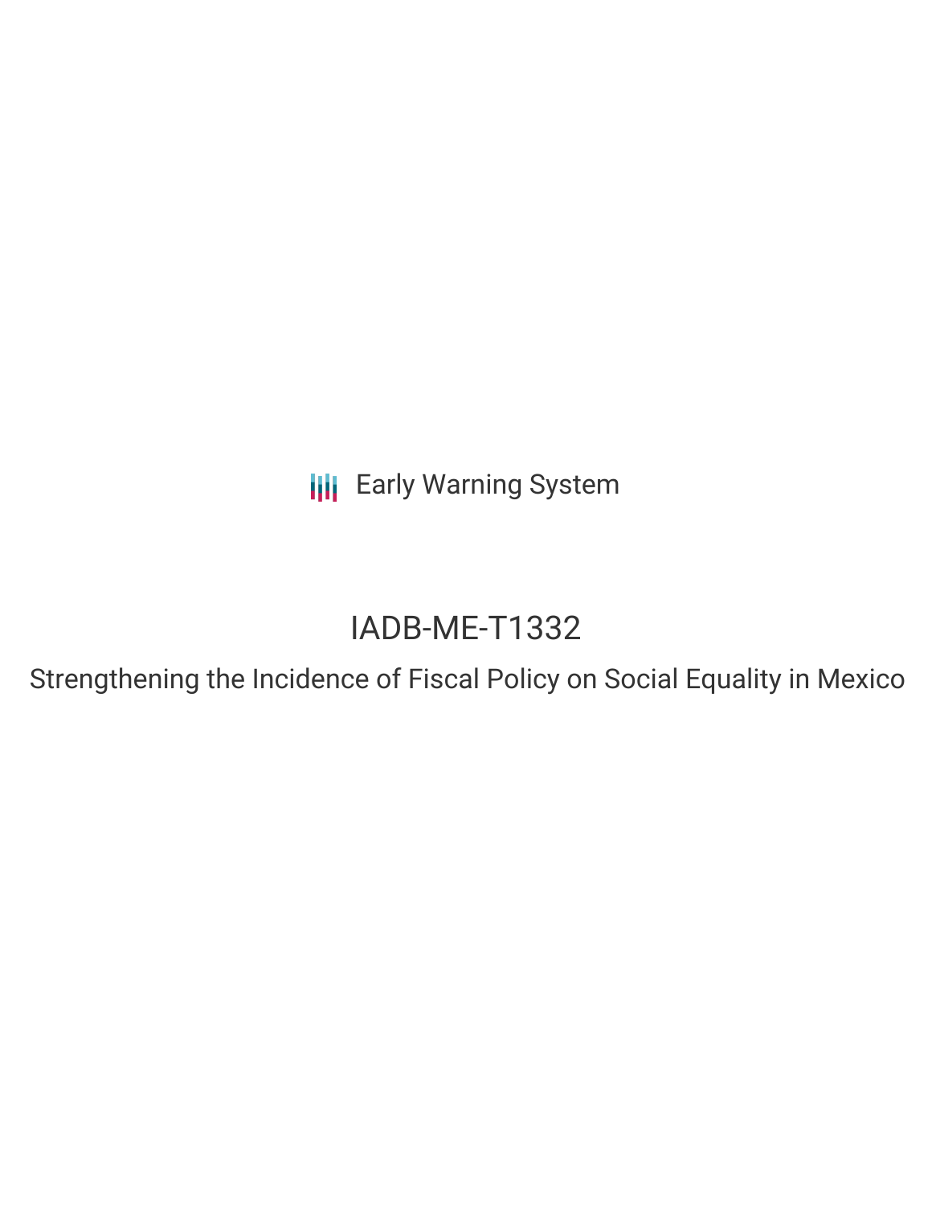Early Warning System

# IADB-ME-T1332

## Strengthening the Incidence of Fiscal Policy on Social Equality in Mexico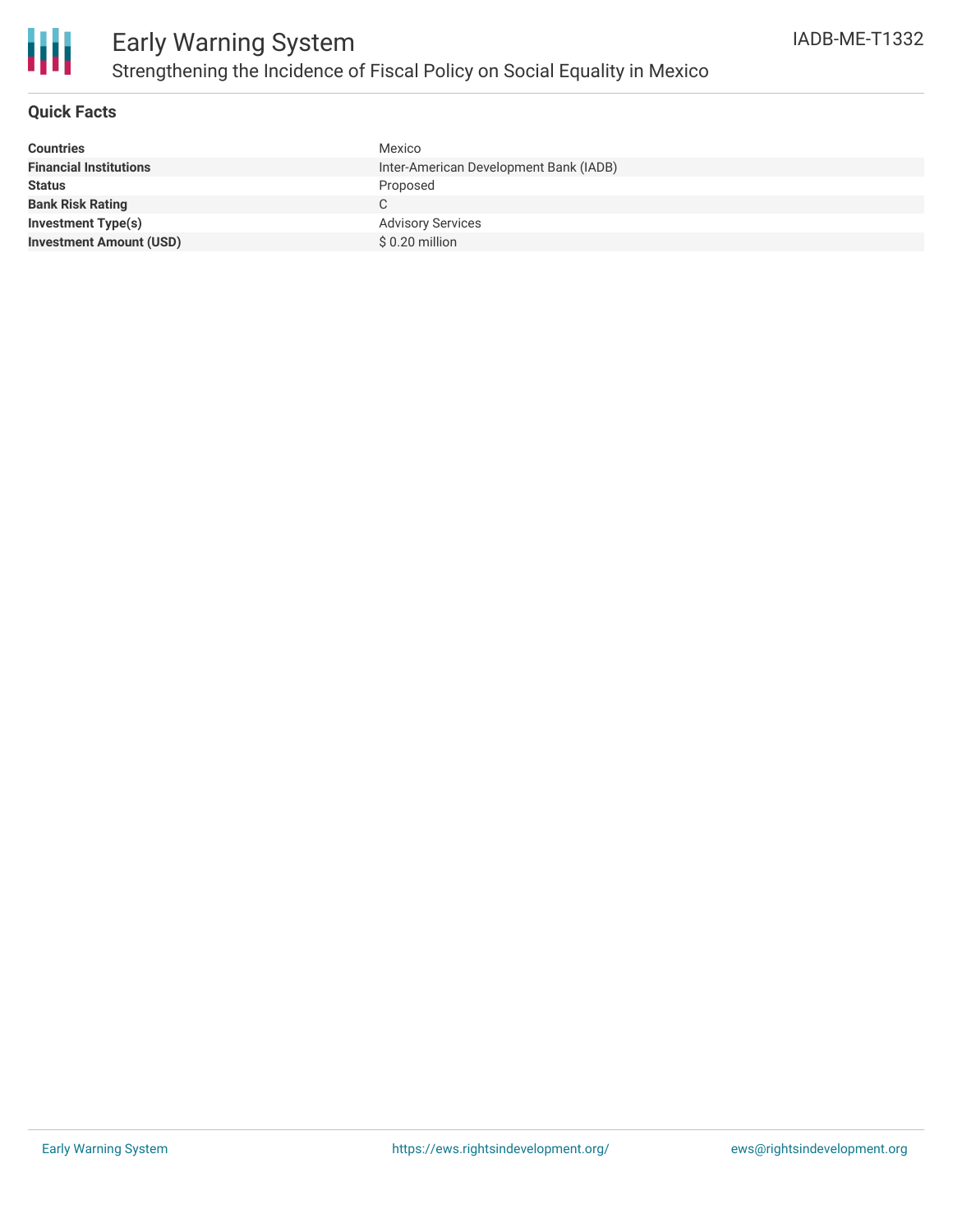# Early Warning System

## Strengthening the Incidence of Fiscal Policy on Social Equality in Mexico

IADB-ME-T1332

### Quick Facts

| | |
|---|---|
| **Countries** | Mexico |
| **Financial Institutions** | Inter-American Development Bank (IADB) |
| **Status** | Proposed |
| **Bank Risk Rating** | C |
| **Investment Type(s)** | Advisory Services |
| **Investment Amount (USD)** | $ 0.20 million |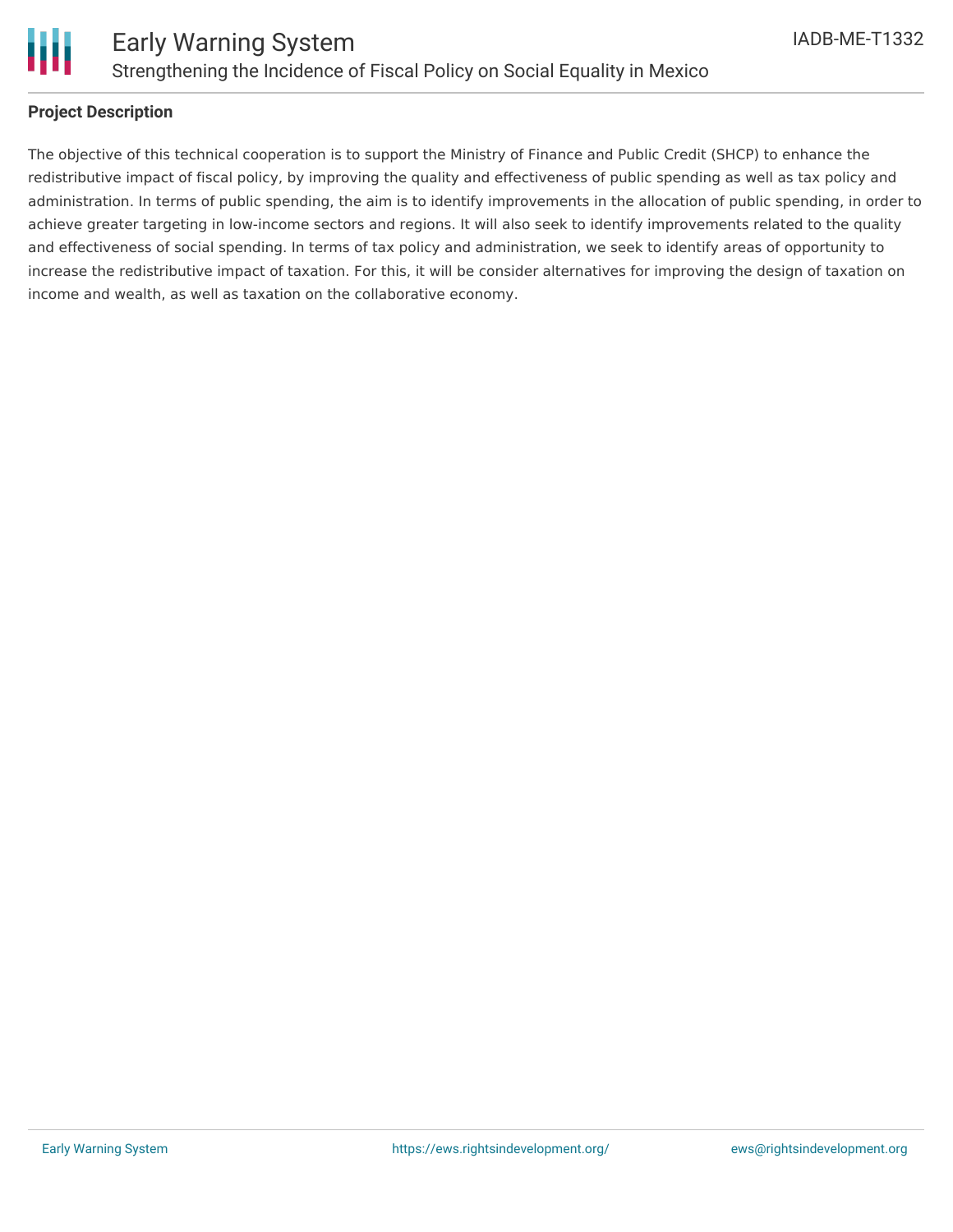## Project Description

The objective of this technical cooperation is to support the Ministry of Finance and Public Credit (SHCP) to enhance the redistributive impact of fiscal policy, by improving the quality and effectiveness of public spending as well as tax policy and administration. In terms of public spending, the aim is to identify improvements in the allocation of public spending, in order to achieve greater targeting in low-income sectors and regions. It will also seek to identify improvements related to the quality and effectiveness of social spending. In terms of tax policy and administration, we seek to identify areas of opportunity to increase the redistributive impact of taxation. For this, it will be consider alternatives for improving the design of taxation on income and wealth, as well as taxation on the collaborative economy.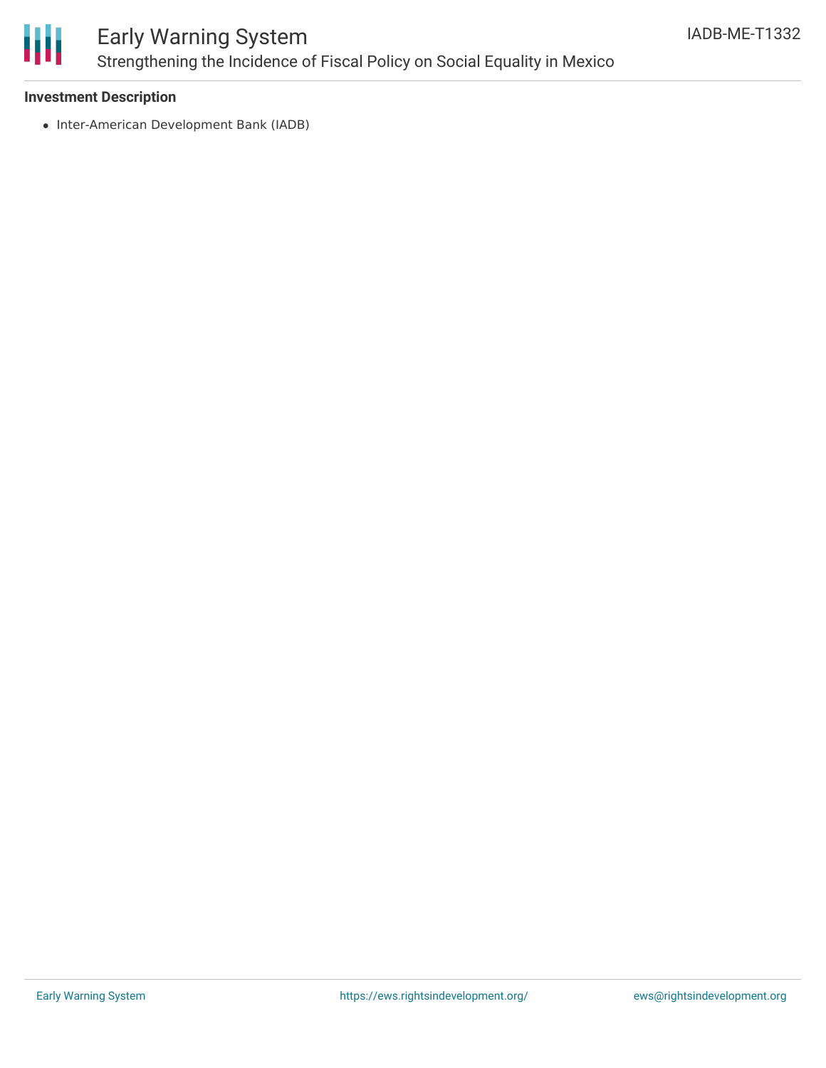### Investment Description

- Inter-American Development Bank (IADB)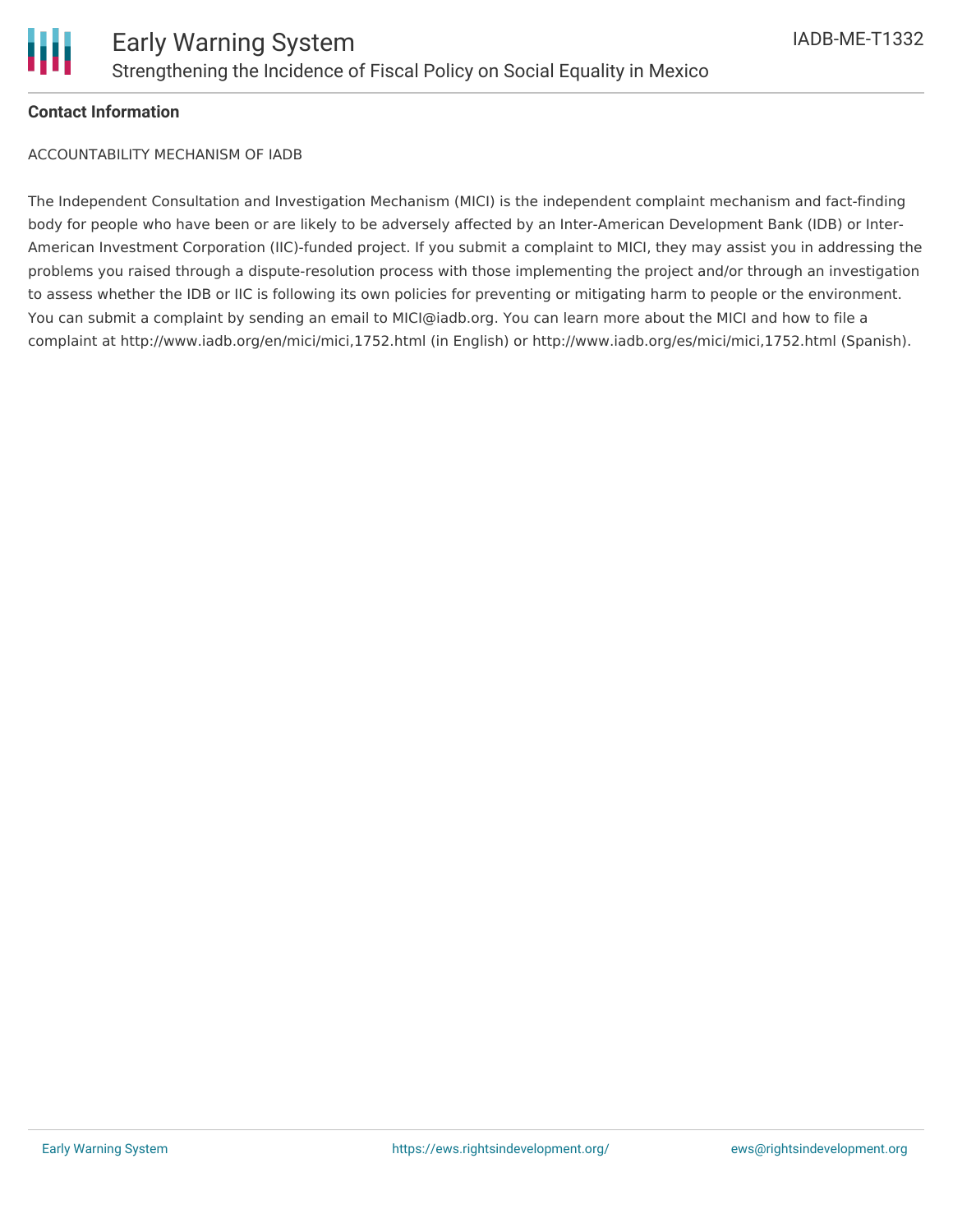**Contact Information**

ACCOUNTABILITY MECHANISM OF IADB

The Independent Consultation and Investigation Mechanism (MICI) is the independent complaint mechanism and fact-finding body for people who have been or are likely to be adversely affected by an Inter-American Development Bank (IDB) or Inter-American Investment Corporation (IIC)-funded project. If you submit a complaint to MICI, they may assist you in addressing the problems you raised through a dispute-resolution process with those implementing the project and/or through an investigation to assess whether the IDB or IIC is following its own policies for preventing or mitigating harm to people or the environment. You can submit a complaint by sending an email to MICI@iadb.org. You can learn more about the MICI and how to file a complaint at http://www.iadb.org/en/mici/mici,1752.html (in English) or http://www.iadb.org/es/mici/mici,1752.html (Spanish).